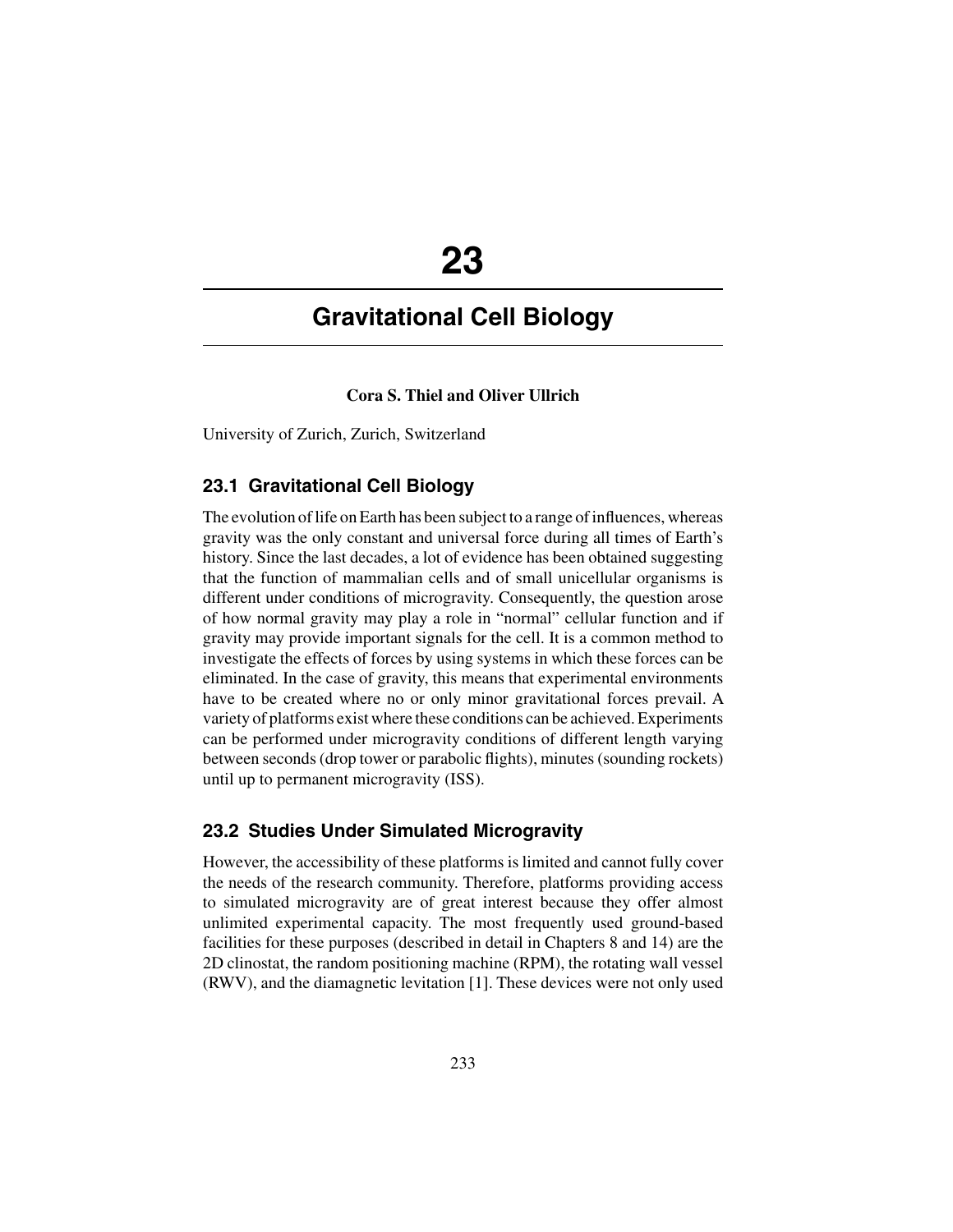# 23

# Gravitational Cell Biology

**Cora S. Thiel and Oliver Ullrich**

University of Zurich, Zurich, Switzerland

## 23.1 Gravitational Cell Biology

The evolution of life on Earth has been subject to a range of influences, whereas gravity was the only constant and universal force during all times of Earth's history. Since the last decades, a lot of evidence has been obtained suggesting that the function of mammalian cells and of small unicellular organisms is different under conditions of microgravity. Consequently, the question arose of how normal gravity may play a role in "normal" cellular function and if gravity may provide important signals for the cell. It is a common method to investigate the effects of forces by using systems in which these forces can be eliminated. In the case of gravity, this means that experimental environments have to be created where no or only minor gravitational forces prevail. A variety of platforms exist where these conditions can be achieved. Experiments can be performed under microgravity conditions of different length varying between seconds (drop tower or parabolic flights), minutes (sounding rockets) until up to permanent microgravity (ISS).

## 23.2 Studies Under Simulated Microgravity

However, the accessibility of these platforms is limited and cannot fully cover the needs of the research community. Therefore, platforms providing access to simulated microgravity are of great interest because they offer almost unlimited experimental capacity. The most frequently used ground-based facilities for these purposes (described in detail in Chapters 8 and 14) are the 2D clinostat, the random positioning machine (RPM), the rotating wall vessel (RWV), and the diamagnetic levitation [1]. These devices were not only used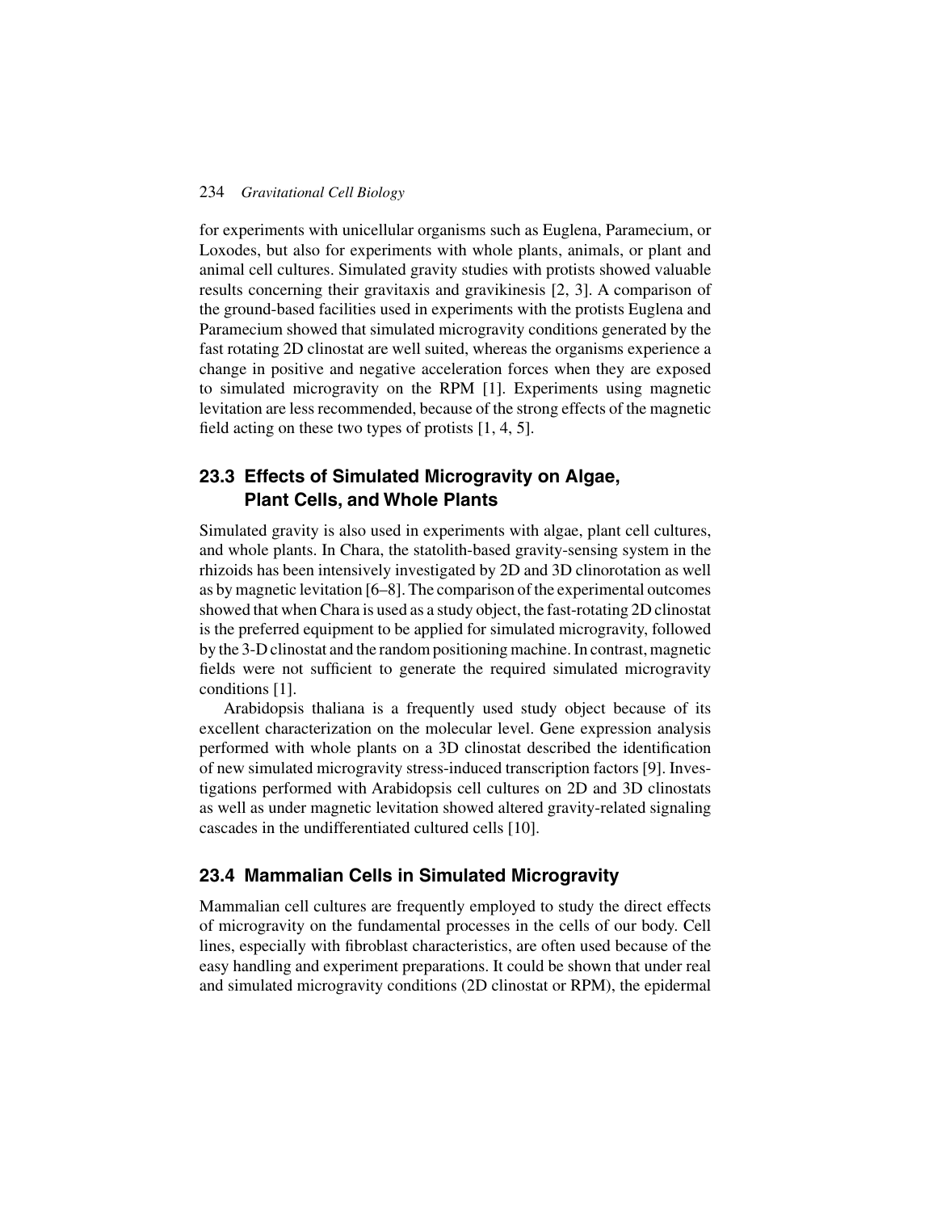for experiments with unicellular organisms such as Euglena, Paramecium, or Loxodes, but also for experiments with whole plants, animals, or plant and animal cell cultures. Simulated gravity studies with protists showed valuable results concerning their gravitaxis and gravikinesis [2, 3]. A comparison of the ground-based facilities used in experiments with the protists Euglena and Paramecium showed that simulated microgravity conditions generated by the fast rotating 2D clinostat are well suited, whereas the organisms experience a change in positive and negative acceleration forces when they are exposed to simulated microgravity on the RPM [1]. Experiments using magnetic levitation are less recommended, because of the strong effects of the magnetic field acting on these two types of protists [1, 4, 5].

## 23.3 Effects of Simulated Microgravity on Algae, Plant Cells, and Whole Plants

Simulated gravity is also used in experiments with algae, plant cell cultures, and whole plants. In Chara, the statolith-based gravity-sensing system in the rhizoids has been intensively investigated by 2D and 3D clinorotation as well as by magnetic levitation [6–8]. The comparison of the experimental outcomes showed that when Chara is used as a study object, the fast-rotating 2D clinostat is the preferred equipment to be applied for simulated microgravity, followed by the 3-D clinostat and the random positioning machine. In contrast, magnetic fields were not sufficient to generate the required simulated microgravity conditions [1].

Arabidopsis thaliana is a frequently used study object because of its excellent characterization on the molecular level. Gene expression analysis performed with whole plants on a 3D clinostat described the identification of new simulated microgravity stress-induced transcription factors [9]. Investigations performed with Arabidopsis cell cultures on 2D and 3D clinostats as well as under magnetic levitation showed altered gravity-related signaling cascades in the undifferentiated cultured cells [10].

## 23.4 Mammalian Cells in Simulated Microgravity

Mammalian cell cultures are frequently employed to study the direct effects of microgravity on the fundamental processes in the cells of our body. Cell lines, especially with fibroblast characteristics, are often used because of the easy handling and experiment preparations. It could be shown that under real and simulated microgravity conditions (2D clinostat or RPM), the epidermal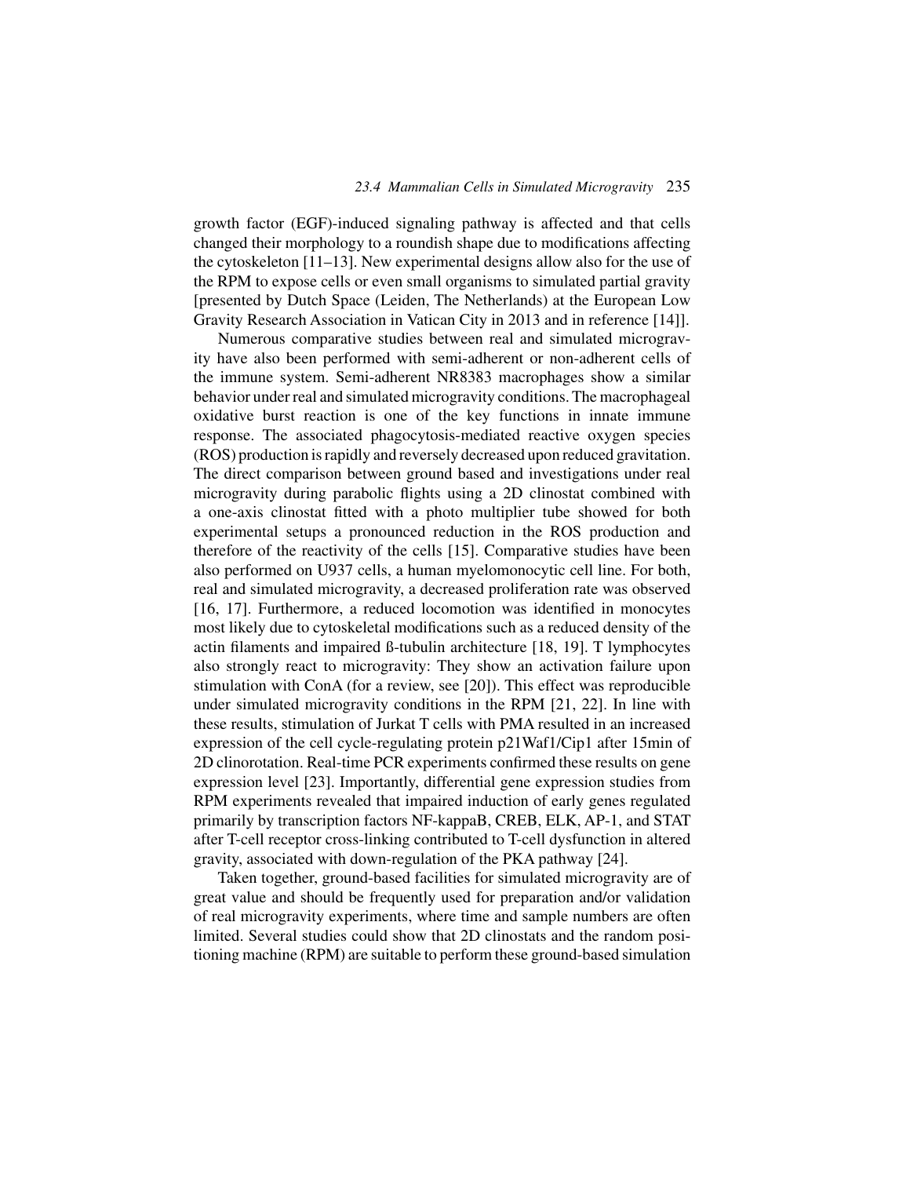growth factor (EGF)-induced signaling pathway is affected and that cells changed their morphology to a roundish shape due to modifications affecting the cytoskeleton [11–13]. New experimental designs allow also for the use of the RPM to expose cells or even small organisms to simulated partial gravity [presented by Dutch Space (Leiden, The Netherlands) at the European Low Gravity Research Association in Vatican City in 2013 and in reference [14]].

Numerous comparative studies between real and simulated microgravity have also been performed with semi-adherent or non-adherent cells of the immune system. Semi-adherent NR8383 macrophages show a similar behavior under real and simulated microgravity conditions. The macrophageal oxidative burst reaction is one of the key functions in innate immune response. The associated phagocytosis-mediated reactive oxygen species (ROS) production is rapidly and reversely decreased upon reduced gravitation. The direct comparison between ground based and investigations under real microgravity during parabolic flights using a 2D clinostat combined with a one-axis clinostat fitted with a photo multiplier tube showed for both experimental setups a pronounced reduction in the ROS production and therefore of the reactivity of the cells [15]. Comparative studies have been also performed on U937 cells, a human myelomonocytic cell line. For both, real and simulated microgravity, a decreased proliferation rate was observed [16, 17]. Furthermore, a reduced locomotion was identified in monocytes most likely due to cytoskeletal modifications such as a reduced density of the actin filaments and impaired ß-tubulin architecture [18, 19]. T lymphocytes also strongly react to microgravity: They show an activation failure upon stimulation with ConA (for a review, see [20]). This effect was reproducible under simulated microgravity conditions in the RPM [21, 22]. In line with these results, stimulation of Jurkat T cells with PMA resulted in an increased expression of the cell cycle-regulating protein p21Waf1/Cip1 after 15min of 2D clinorotation. Real-time PCR experiments confirmed these results on gene expression level [23]. Importantly, differential gene expression studies from RPM experiments revealed that impaired induction of early genes regulated primarily by transcription factors NF-kappaB, CREB, ELK, AP-1, and STAT after T-cell receptor cross-linking contributed to T-cell dysfunction in altered gravity, associated with down-regulation of the PKA pathway [24].

Taken together, ground-based facilities for simulated microgravity are of great value and should be frequently used for preparation and/or validation of real microgravity experiments, where time and sample numbers are often limited. Several studies could show that 2D clinostats and the random positioning machine (RPM) are suitable to perform these ground-based simulation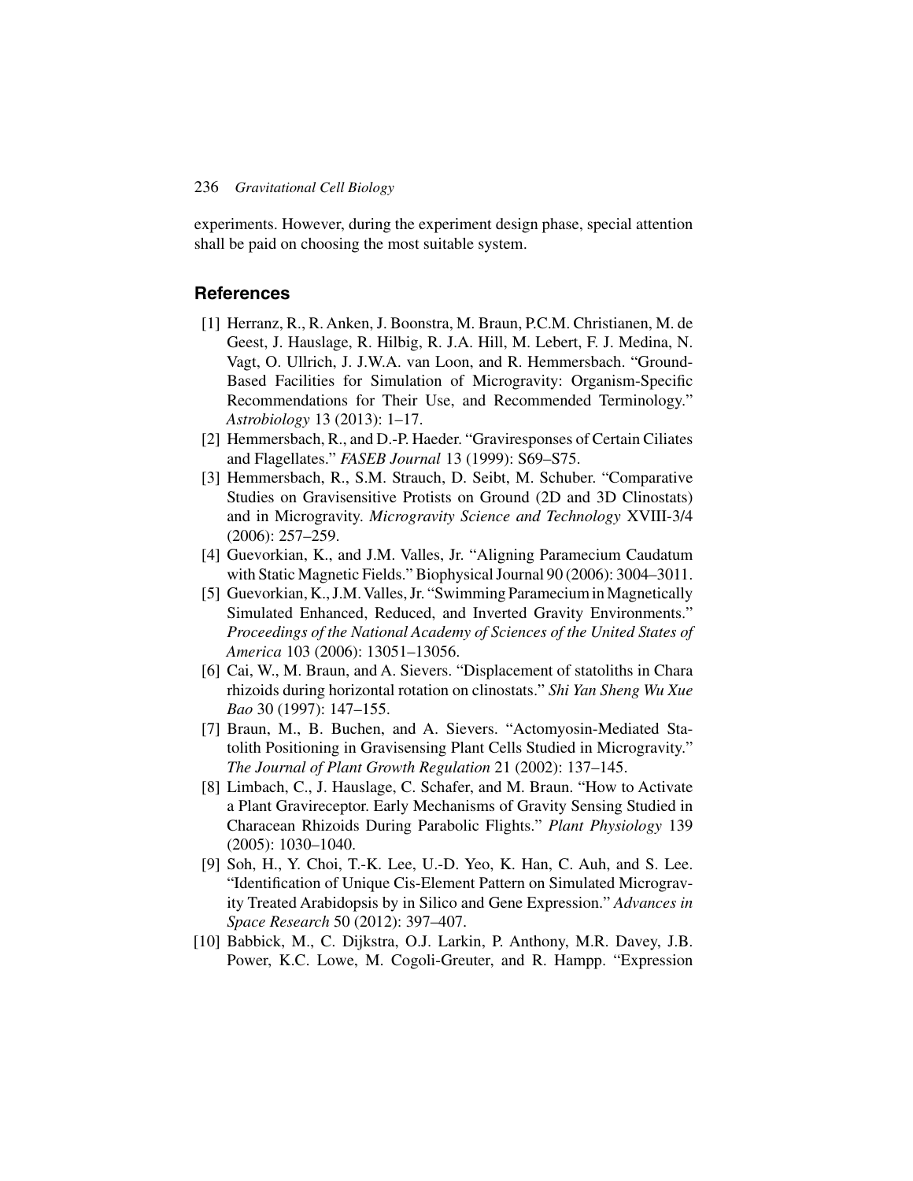experiments. However, during the experiment design phase, special attention shall be paid on choosing the most suitable system.

## References

[1] Herranz, R., R. Anken, J. Boonstra, M. Braun, P.C.M. Christianen, M. de Geest, J. Hauslage, R. Hilbig, R. J.A. Hill, M. Lebert, F. J. Medina, N. Vagt, O. Ullrich, J. J.W.A. van Loon, and R. Hemmersbach. "Ground-Based Facilities for Simulation of Microgravity: Organism-Specific Recommendations for Their Use, and Recommended Terminology." *Astrobiology* 13 (2013): 1–17.

[2] Hemmersbach, R., and D.-P. Haeder. "Graviresponses of Certain Ciliates and Flagellates." *FASEB Journal* 13 (1999): S69–S75.

[3] Hemmersbach, R., S.M. Strauch, D. Seibt, M. Schuber. "Comparative Studies on Gravisensitive Protists on Ground (2D and 3D Clinostats) and in Microgravity. *Microgravity Science and Technology* XVIII-3/4 (2006): 257–259.

[4] Guevorkian, K., and J.M. Valles, Jr. "Aligning Paramecium Caudatum with Static Magnetic Fields." Biophysical Journal 90 (2006): 3004–3011.

[5] Guevorkian, K., J.M. Valles, Jr. "Swimming Paramecium in Magnetically Simulated Enhanced, Reduced, and Inverted Gravity Environments." *Proceedings of the National Academy of Sciences of the United States of America* 103 (2006): 13051–13056.

[6] Cai, W., M. Braun, and A. Sievers. "Displacement of statoliths in Chara rhizoids during horizontal rotation on clinostats." *Shi Yan Sheng Wu Xue Bao* 30 (1997): 147–155.

[7] Braun, M., B. Buchen, and A. Sievers. "Actomyosin-Mediated Statolith Positioning in Gravisensing Plant Cells Studied in Microgravity." *The Journal of Plant Growth Regulation* 21 (2002): 137–145.

[8] Limbach, C., J. Hauslage, C. Schafer, and M. Braun. "How to Activate a Plant Gravireceptor. Early Mechanisms of Gravity Sensing Studied in Characean Rhizoids During Parabolic Flights." *Plant Physiology* 139 (2005): 1030–1040.

[9] Soh, H., Y. Choi, T.-K. Lee, U.-D. Yeo, K. Han, C. Auh, and S. Lee. "Identification of Unique Cis-Element Pattern on Simulated Microgravity Treated Arabidopsis by in Silico and Gene Expression." *Advances in Space Research* 50 (2012): 397–407.

[10] Babbick, M., C. Dijkstra, O.J. Larkin, P. Anthony, M.R. Davey, J.B. Power, K.C. Lowe, M. Cogoli-Greuter, and R. Hampp. "Expression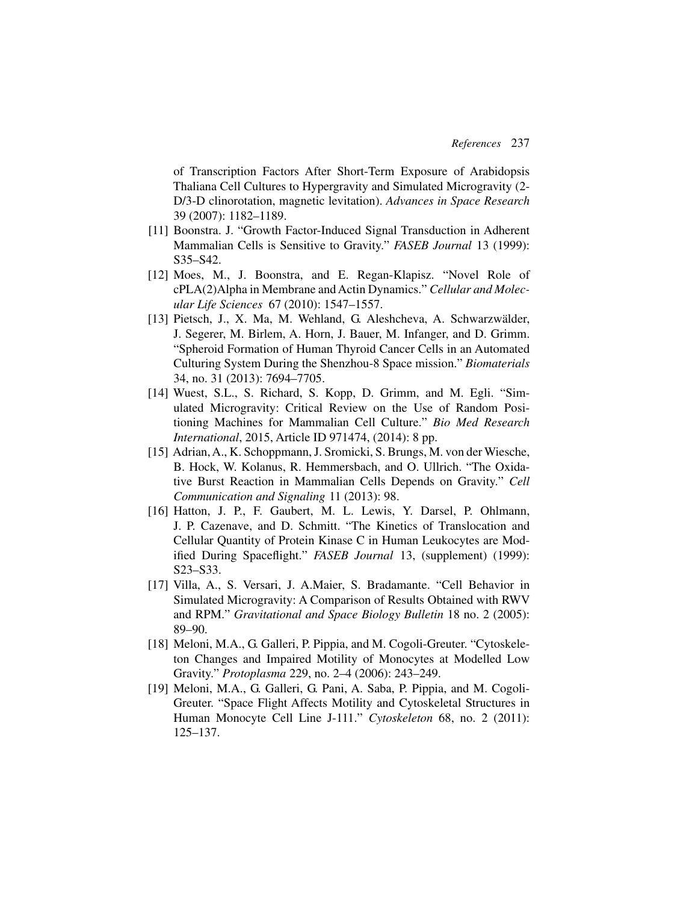of Transcription Factors After Short-Term Exposure of Arabidopsis Thaliana Cell Cultures to Hypergravity and Simulated Microgravity (2-D/3-D clinorotation, magnetic levitation). *Advances in Space Research* 39 (2007): 1182–1189.

[11] Boonstra. J. "Growth Factor-Induced Signal Transduction in Adherent Mammalian Cells is Sensitive to Gravity." *FASEB Journal* 13 (1999): S35–S42.

[12] Moes, M., J. Boonstra, and E. Regan-Klapisz. "Novel Role of cPLA(2)Alpha in Membrane and Actin Dynamics." *Cellular and Molecular Life Sciences* 67 (2010): 1547–1557.

[13] Pietsch, J., X. Ma, M. Wehland, G. Aleshcheva, A. Schwarzwälder, J. Segerer, M. Birlem, A. Horn, J. Bauer, M. Infanger, and D. Grimm. "Spheroid Formation of Human Thyroid Cancer Cells in an Automated Culturing System During the Shenzhou-8 Space mission." *Biomaterials* 34, no. 31 (2013): 7694–7705.

[14] Wuest, S.L., S. Richard, S. Kopp, D. Grimm, and M. Egli. "Simulated Microgravity: Critical Review on the Use of Random Positioning Machines for Mammalian Cell Culture." *Bio Med Research International*, 2015, Article ID 971474, (2014): 8 pp.

[15] Adrian, A., K. Schoppmann, J. Sromicki, S. Brungs, M. von der Wiesche, B. Hock, W. Kolanus, R. Hemmersbach, and O. Ullrich. "The Oxidative Burst Reaction in Mammalian Cells Depends on Gravity." *Cell Communication and Signaling* 11 (2013): 98.

[16] Hatton, J. P., F. Gaubert, M. L. Lewis, Y. Darsel, P. Ohlmann, J. P. Cazenave, and D. Schmitt. "The Kinetics of Translocation and Cellular Quantity of Protein Kinase C in Human Leukocytes are Modified During Spaceflight." *FASEB Journal* 13, (supplement) (1999): S23–S33.

[17] Villa, A., S. Versari, J. A.Maier, S. Bradamante. "Cell Behavior in Simulated Microgravity: A Comparison of Results Obtained with RWV and RPM." *Gravitational and Space Biology Bulletin* 18 no. 2 (2005): 89–90.

[18] Meloni, M.A., G. Galleri, P. Pippia, and M. Cogoli-Greuter. "Cytoskeleton Changes and Impaired Motility of Monocytes at Modelled Low Gravity." *Protoplasma* 229, no. 2–4 (2006): 243–249.

[19] Meloni, M.A., G. Galleri, G. Pani, A. Saba, P. Pippia, and M. Cogoli-Greuter. "Space Flight Affects Motility and Cytoskeletal Structures in Human Monocyte Cell Line J-111." *Cytoskeleton* 68, no. 2 (2011): 125–137.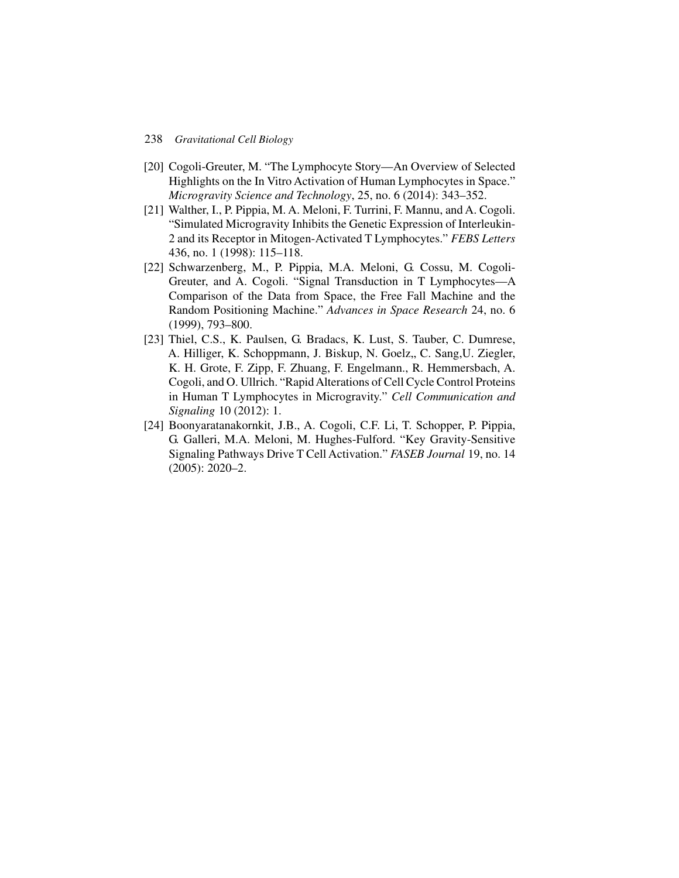[20] Cogoli-Greuter, M. "The Lymphocyte Story—An Overview of Selected Highlights on the In Vitro Activation of Human Lymphocytes in Space." *Microgravity Science and Technology*, 25, no. 6 (2014): 343–352.

[21] Walther, I., P. Pippia, M. A. Meloni, F. Turrini, F. Mannu, and A. Cogoli. "Simulated Microgravity Inhibits the Genetic Expression of Interleukin-2 and its Receptor in Mitogen-Activated T Lymphocytes." *FEBS Letters* 436, no. 1 (1998): 115–118.

[22] Schwarzenberg, M., P. Pippia, M.A. Meloni, G. Cossu, M. Cogoli-Greuter, and A. Cogoli. "Signal Transduction in T Lymphocytes—A Comparison of the Data from Space, the Free Fall Machine and the Random Positioning Machine." *Advances in Space Research* 24, no. 6 (1999), 793–800.

[23] Thiel, C.S., K. Paulsen, G. Bradacs, K. Lust, S. Tauber, C. Dumrese, A. Hilliger, K. Schoppmann, J. Biskup, N. Goelz,, C. Sang,U. Ziegler, K. H. Grote, F. Zipp, F. Zhuang, F. Engelmann., R. Hemmersbach, A. Cogoli, and O. Ullrich. "Rapid Alterations of Cell Cycle Control Proteins in Human T Lymphocytes in Microgravity." *Cell Communication and Signaling* 10 (2012): 1.

[24] Boonyaratanakornkit, J.B., A. Cogoli, C.F. Li, T. Schopper, P. Pippia, G. Galleri, M.A. Meloni, M. Hughes-Fulford. "Key Gravity-Sensitive Signaling Pathways Drive T Cell Activation." *FASEB Journal* 19, no. 14 (2005): 2020–2.